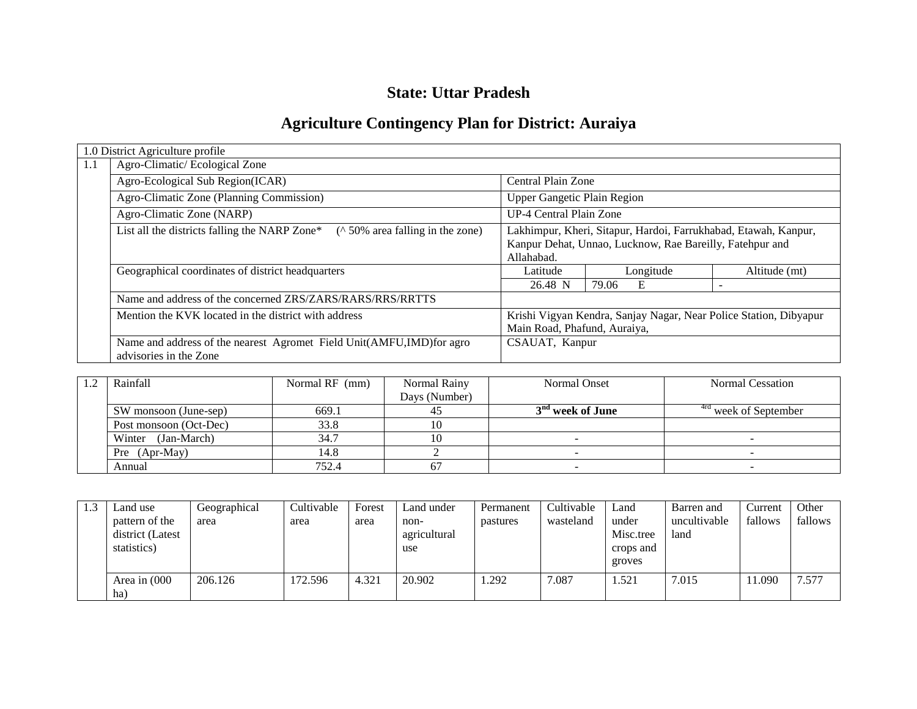# State: Uttar Pradesh

# Agriculture Contingency Plan for District: Auraiya

| 1.0 District Agriculture profile | | | | |
|---|---|---|---|---|
| 1.1 | Agro-Climatic/ Ecological Zone | | | |
| | Agro-Ecological Sub Region(ICAR) | Central Plain Zone | | |
| | Agro-Climatic Zone (Planning Commission) | Upper Gangetic Plain Region | | |
| | Agro-Climatic Zone (NARP) | UP-4 Central Plain Zone | | |
| | List all the districts falling the NARP Zone* (^ 50% area falling in the zone) | Lakhimpur, Kheri, Sitapur, Hardoi, Farrukhabad, Etawah, Kanpur, Kanpur Dehat, Unnao, Lucknow, Rae Bareilly, Fatehpur and Allahabad. | | |
| | Geographical coordinates of district headquarters | Latitude | Longitude | Altitude (mt) |
| | | 26.48 N | 79.06 E | - |
| | Name and address of the concerned ZRS/ZARS/RARS/RRS/RRTTS | | | |
| | Mention the KVK located in the district with address | Krishi Vigyan Kendra, Sanjay Nagar, Near Police Station, Dibyapur Main Road, Phafund, Auraiya, | | |
| | Name and address of the nearest Agromet Field Unit(AMFU,IMD)for agro advisories in the Zone | CSAUAT, Kanpur | | |

| 1.2 | Rainfall | Normal RF (mm) | Normal Rainy Days (Number) | Normal Onset | Normal Cessation |
|---|---|---|---|---|---|
| | SW monsoon (June-sep) | 669.1 | 45 | **3rd week of June** | 4rd week of September |
| | Post monsoon (Oct-Dec) | 33.8 | 10 | | |
| | Winter (Jan-March) | 34.7 | 10 | - | - |
| | Pre (Apr-May) | 14.8 | 2 | - | - |
| | Annual | 752.4 | 67 | - | - |

| 1.3 | Land use pattern of the district (Latest statistics) | Geographical area | Cultivable area | Forest area | Land under non-agricultural use | Permanent pastures | Cultivable wasteland | Land under Misc.tree crops and groves | Barren and uncultivable land | Current fallows | Other fallows |
|---|---|---|---|---|---|---|---|---|---|---|---|
| | Area in (000 ha) | 206.126 | 172.596 | 4.321 | 20.902 | 1.292 | 7.087 | 1.521 | 7.015 | 11.090 | 7.577 |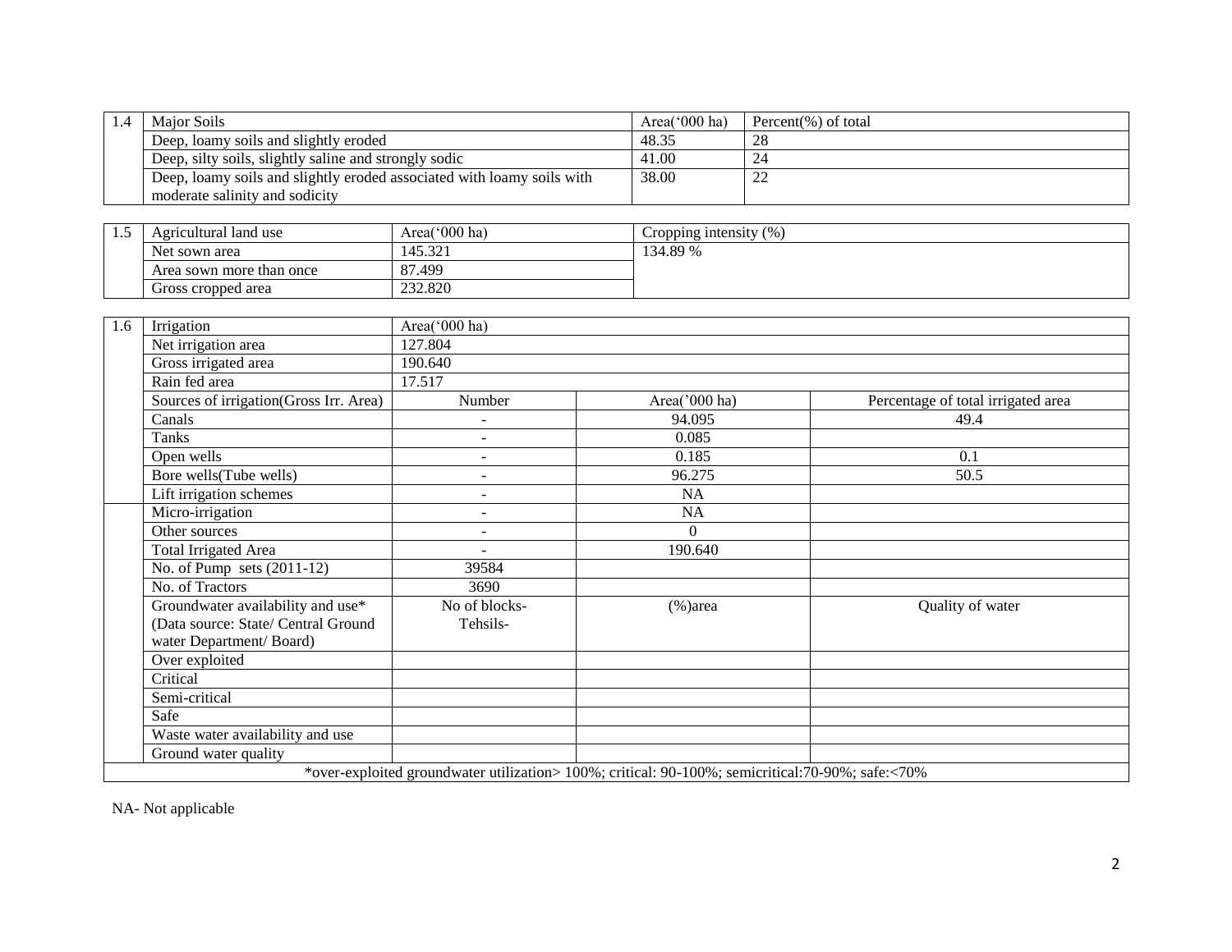| 1.4 | Major Soils | Area('000 ha) | Percent(%) of total |
|---|---|---|---|
| | Deep, loamy soils and slightly eroded | 48.35 | 28 |
| | Deep, silty soils, slightly saline and strongly sodic | 41.00 | 24 |
| | Deep, loamy soils and slightly eroded associated with loamy soils with moderate salinity and sodicity | 38.00 | 22 |

| 1.5 | Agricultural land use | Area('000 ha) | Cropping intensity (%) |
|---|---|---|---|
| | Net sown area | 145.321 | 134.89 % |
| | Area sown more than once | 87.499 | |
| | Gross cropped area | 232.820 | |

| 1.6 | Irrigation | Area('000 ha) | | |
|---|---|---|---|---|
| | Net irrigation area | 127.804 | | |
| | Gross irrigated area | 190.640 | | |
| | Rain fed area | 17.517 | | |
| | Sources of irrigation(Gross Irr. Area) | Number | Area('000 ha) | Percentage of total irrigated area |
| | Canals | - | 94.095 | 49.4 |
| | Tanks | - | 0.085 | |
| | Open wells | - | 0.185 | 0.1 |
| | Bore wells(Tube wells) | - | 96.275 | 50.5 |
| | Lift irrigation schemes | - | NA | |
| | Micro-irrigation | - | NA | |
| | Other sources | - | 0 | |
| | Total Irrigated Area | - | 190.640 | |
| | No. of Pump sets (2011-12) | 39584 | | |
| | No. of Tractors | 3690 | | |
| | Groundwater availability and use* (Data source: State/ Central Ground water Department/ Board) | No of blocks- Tehsils- | (%)area | Quality of water |
| | Over exploited | | | |
| | Critical | | | |
| | Semi-critical | | | |
| | Safe | | | |
| | Waste water availability and use | | | |
| | Ground water quality | | | |
| *over-exploited groundwater utilization> 100%; critical: 90-100%; semicritical:70-90%; safe:<70% | | | | |

NA- Not applicable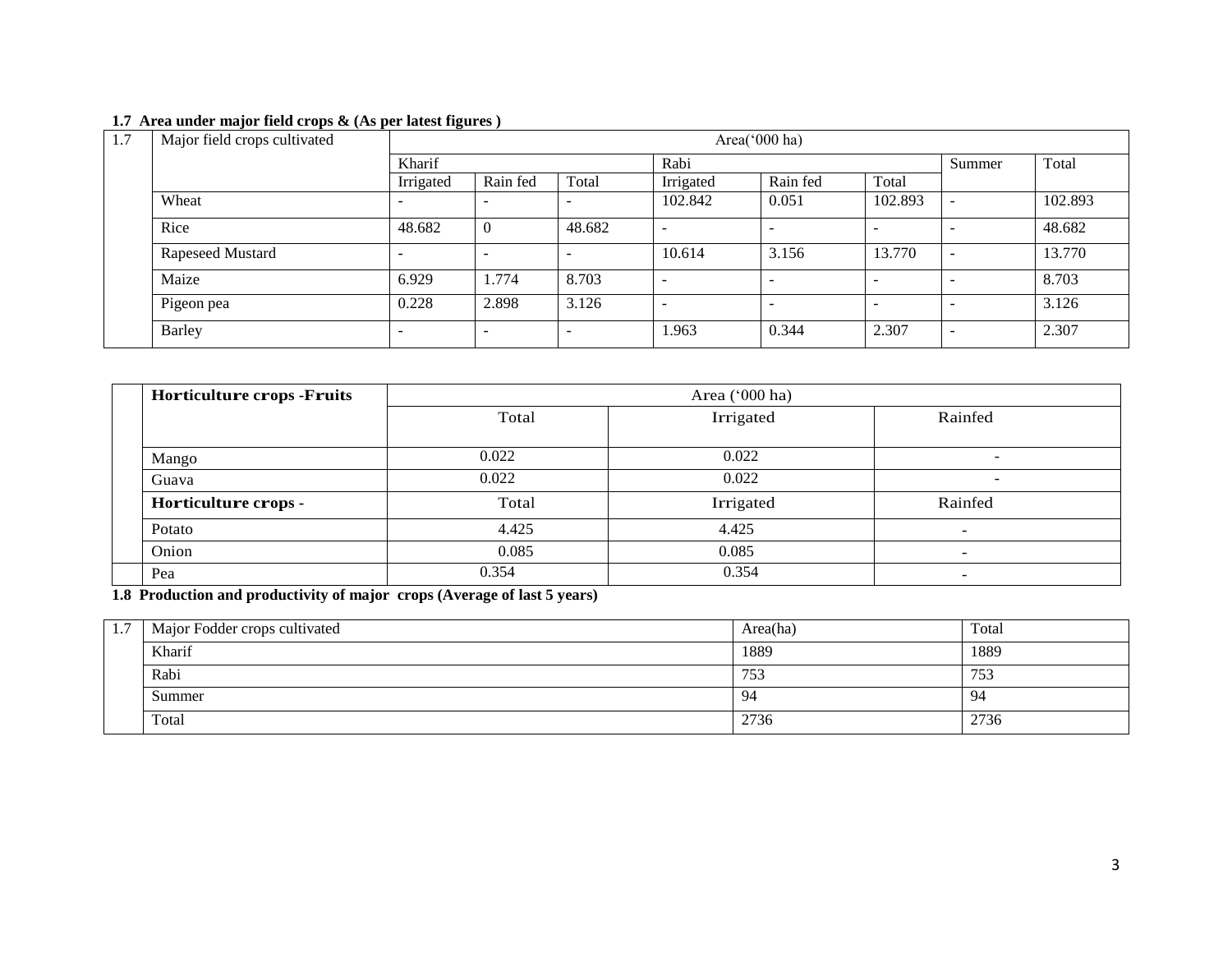**1.7 Area under major field crops & (As per latest figures )**

| 1.7 | Major field crops cultivated | Area('000 ha) | | | | | | | |
|---|---|---|---|---|---|---|---|---|---|
| | | Kharif | | | Rabi | | | Summer | Total |
| | | Irrigated | Rain fed | Total | Irrigated | Rain fed | Total | | |
| | Wheat | - | - | - | 102.842 | 0.051 | 102.893 | - | 102.893 |
| | Rice | 48.682 | 0 | 48.682 | - | - | - | - | 48.682 |
| | Rapeseed Mustard | - | - | - | 10.614 | 3.156 | 13.770 | - | 13.770 |
| | Maize | 6.929 | 1.774 | 8.703 | - | - | - | - | 8.703 |
| | Pigeon pea | 0.228 | 2.898 | 3.126 | - | - | - | - | 3.126 |
| | Barley | - | - | - | 1.963 | 0.344 | 2.307 | - | 2.307 |

| | Horticulture crops -Fruits | Area ('000 ha) | | |
|---|---|---|---|---|
| | | Total | Irrigated | Rainfed |
| | Mango | 0.022 | 0.022 | - |
| | Guava | 0.022 | 0.022 | - |
| | **Horticulture crops -** | Total | Irrigated | Rainfed |
| | Potato | 4.425 | 4.425 | - |
| | Onion | 0.085 | 0.085 | - |
| | Pea | 0.354 | 0.354 | - |

**1.8 Production and productivity of major crops (Average of last 5 years)**

| 1.7 | Major Fodder crops cultivated | Area(ha) | Total |
|---|---|---|---|
| | Kharif | 1889 | 1889 |
| | Rabi | 753 | 753 |
| | Summer | 94 | 94 |
| | Total | 2736 | 2736 |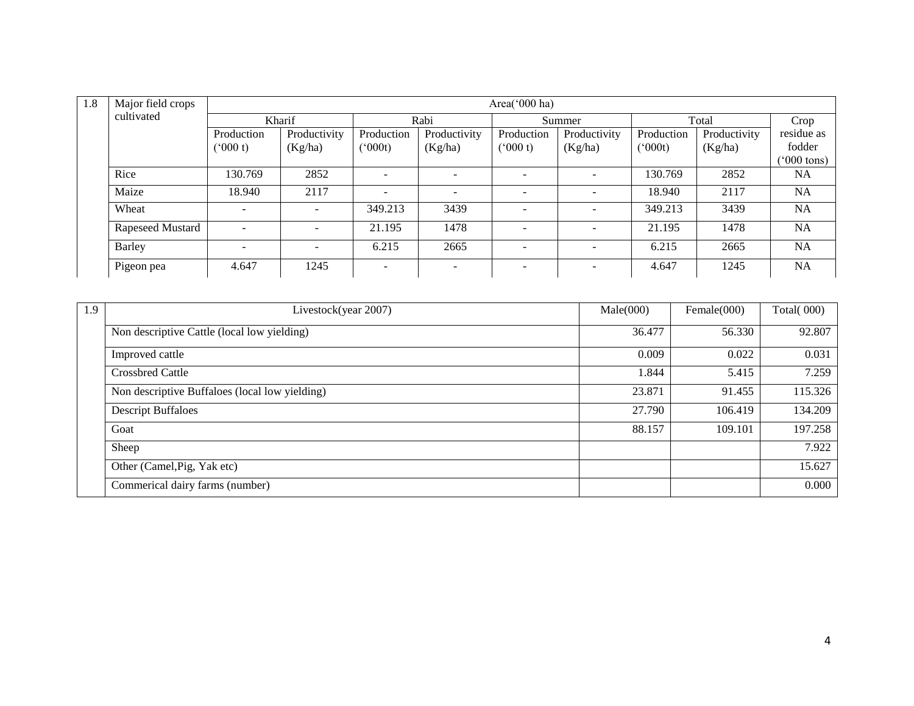| 1.8 | Major field crops cultivated | Area('000 ha) | | | | | | | | |
|---|---|---|---|---|---|---|---|---|---|---|
| | | Kharif | | Rabi | | Summer | | Total | | Crop residue as fodder ('000 tons) |
| | | Production ('000 t) | Productivity (Kg/ha) | Production ('000t) | Productivity (Kg/ha) | Production ('000 t) | Productivity (Kg/ha) | Production ('000t) | Productivity (Kg/ha) | |
| | Rice | 130.769 | 2852 | - | - | - | - | 130.769 | 2852 | NA |
| | Maize | 18.940 | 2117 | - | - | - | - | 18.940 | 2117 | NA |
| | Wheat | - | - | 349.213 | 3439 | - | - | 349.213 | 3439 | NA |
| | Rapeseed Mustard | - | - | 21.195 | 1478 | - | - | 21.195 | 1478 | NA |
| | Barley | - | - | 6.215 | 2665 | - | - | 6.215 | 2665 | NA |
| | Pigeon pea | 4.647 | 1245 | - | - | - | - | 4.647 | 1245 | NA |

| 1.9 | Livestock(year 2007) | Male(000) | Female(000) | Total( 000) |
|---|---|---|---|---|
| | Non descriptive Cattle (local low yielding) | 36.477 | 56.330 | 92.807 |
| | Improved cattle | 0.009 | 0.022 | 0.031 |
| | Crossbred Cattle | 1.844 | 5.415 | 7.259 |
| | Non descriptive Buffaloes (local low yielding) | 23.871 | 91.455 | 115.326 |
| | Descript Buffaloes | 27.790 | 106.419 | 134.209 |
| | Goat | 88.157 | 109.101 | 197.258 |
| | Sheep | | | 7.922 |
| | Other (Camel,Pig, Yak etc) | | | 15.627 |
| | Commerical dairy farms (number) | | | 0.000 |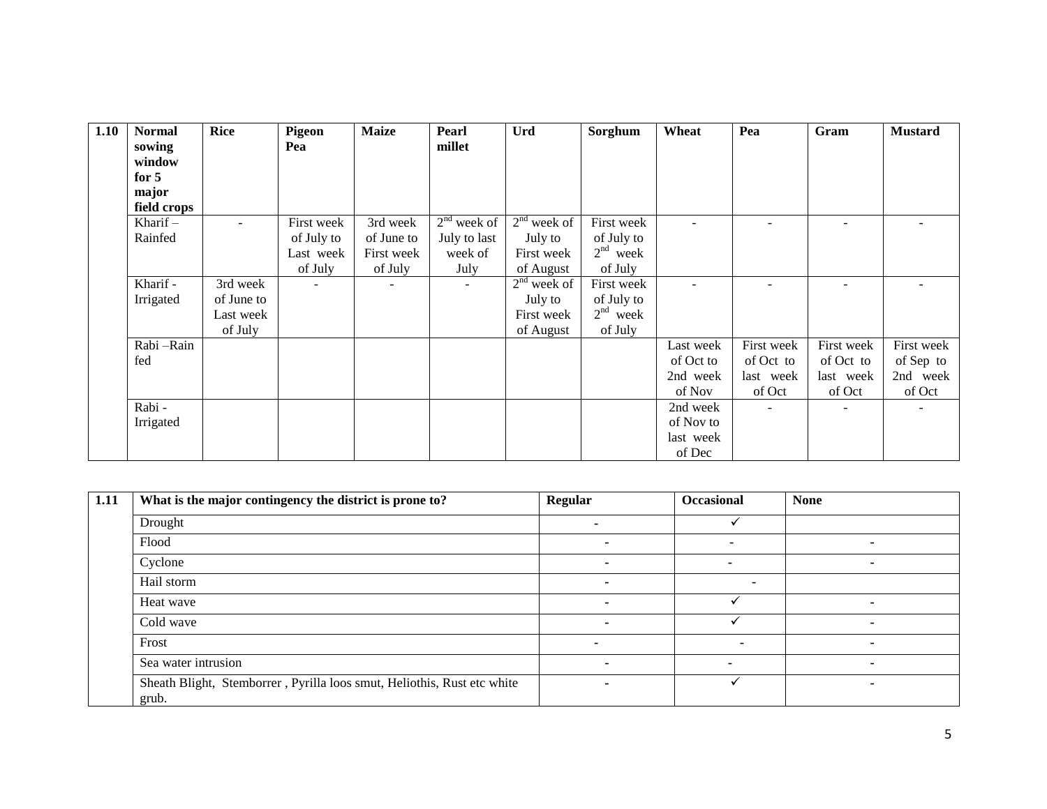| 1.10 | Normal sowing window for 5 major field crops | Rice | Pigeon Pea | Maize | Pearl millet | Urd | Sorghum | Wheat | Pea | Gram | Mustard |
|---|---|---|---|---|---|---|---|---|---|---|---|
| | Kharif – Rainfed | - | First week of July to Last week of July | 3rd week of June to First week of July | 2nd week of July to last week of July | 2nd week of July to First week of August | First week of July to 2nd week of July | - | - | - | - |
| | Kharif - Irrigated | 3rd week of June to Last week of July | - | - | - | 2nd week of July to First week of August | First week of July to 2nd week of July | - | - | - | - |
| | Rabi –Rain fed | | | | | | | Last week of Oct to 2nd week of Nov | First week of Oct to last week of Oct | First week of Oct to last week of Oct | First week of Sep to 2nd week of Oct |
| | Rabi - Irrigated | | | | | | | 2nd week of Nov to last week of Dec | - | - | - |

| 1.11 | What is the major contingency the district is prone to? | Regular | Occasional | None |
|---|---|---|---|---|
| | Drought | - | ✓ | |
| | Flood | - | - | - |
| | Cyclone | - | - | - |
| | Hail storm | - | - | |
| | Heat wave | - | ✓ | - |
| | Cold wave | - | ✓ | - |
| | Frost | - | - | - |
| | Sea water intrusion | - | - | - |
| | Sheath Blight, Stemborrer , Pyrilla loos smut, Heliothis, Rust etc white grub. | - | ✓ | - |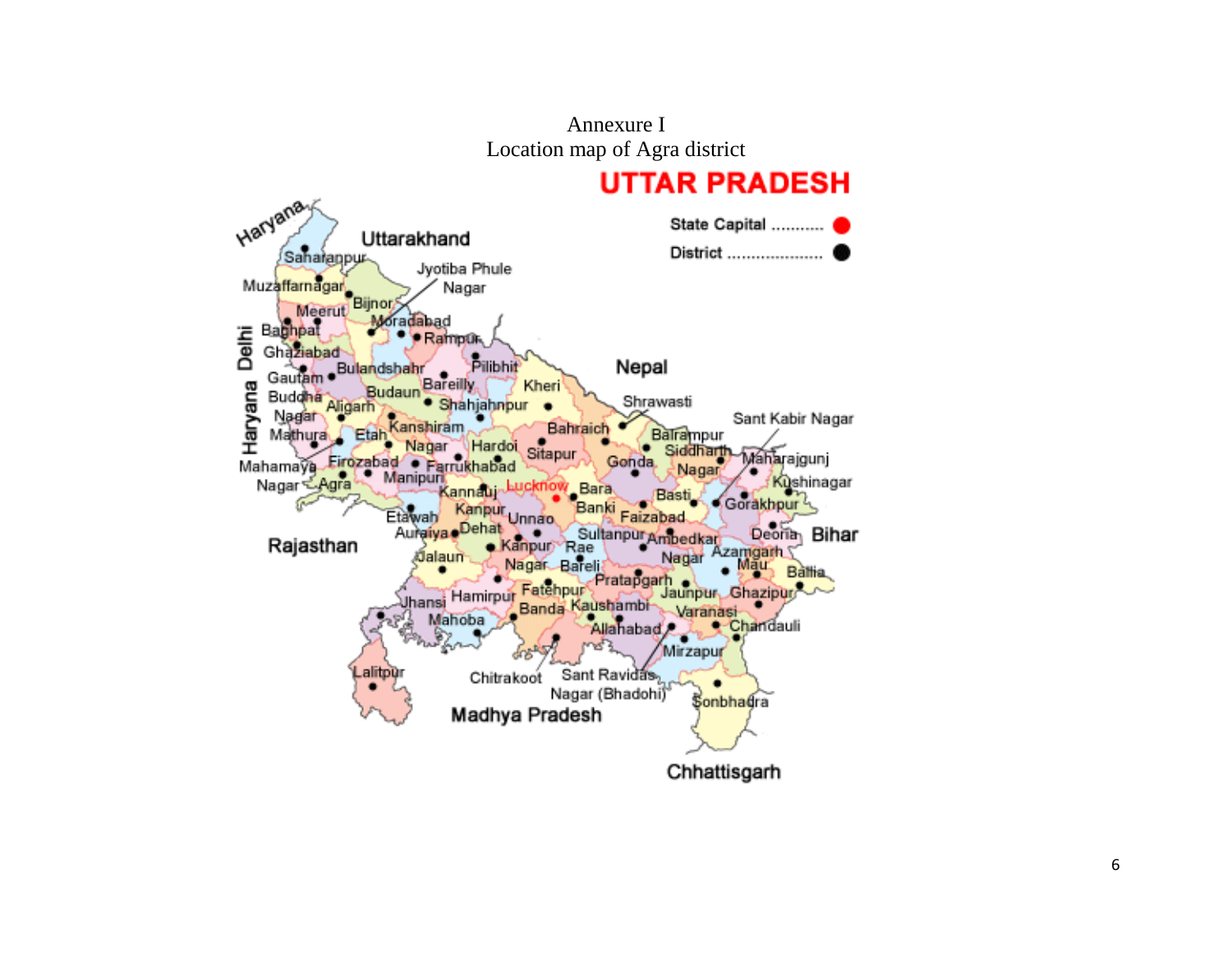Annexure I

Location map of Agra district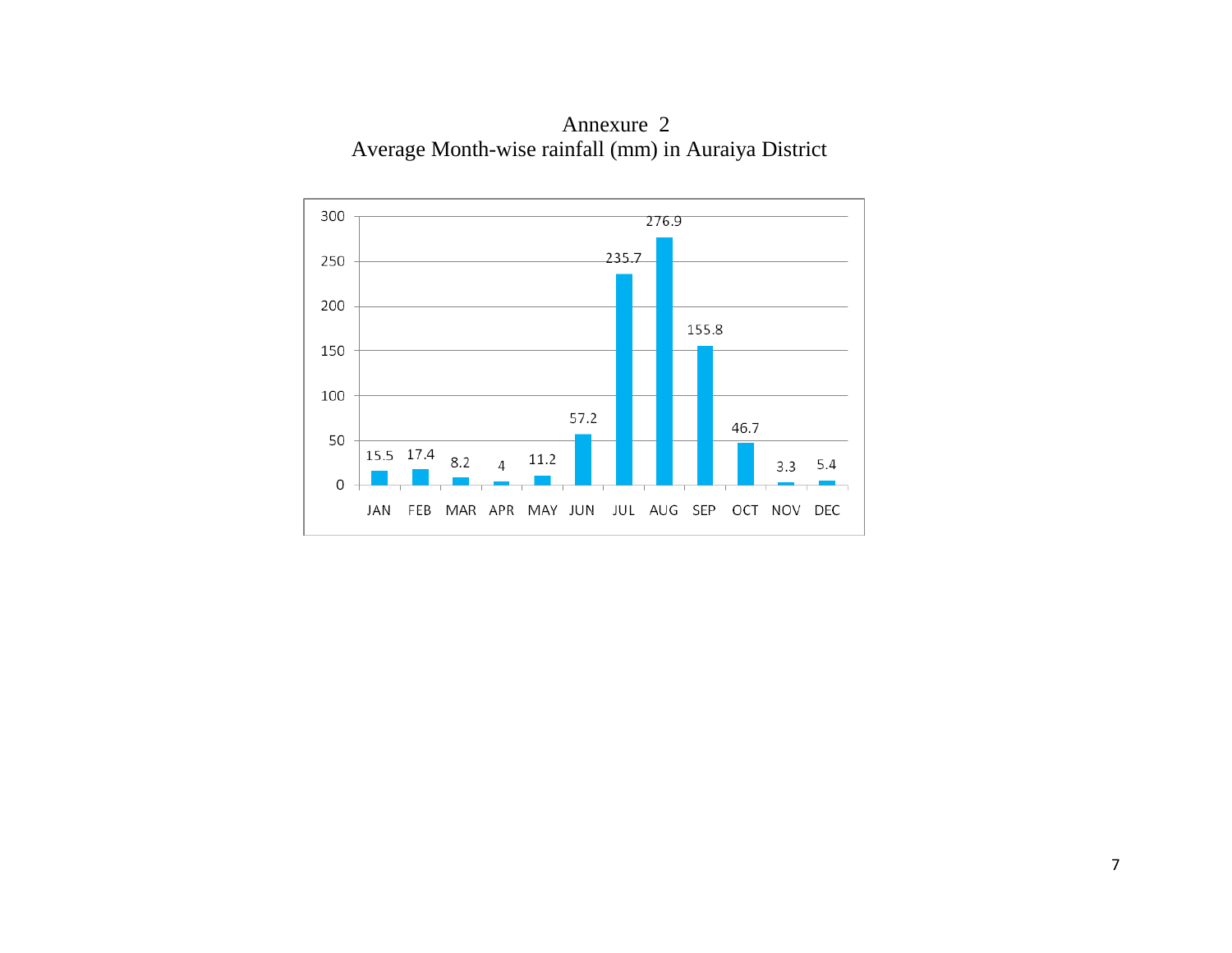# Annexure 2

## Average Month-wise rainfall (mm) in Auraiya District

| Month | Rainfall (mm) |
|---|---|
| JAN | 15.5 |
| FEB | 17.4 |
| MAR | 8.2 |
| APR | 4 |
| MAY | 11.2 |
| JUN | 57.2 |
| JUL | 235.7 |
| AUG | 276.9 |
| SEP | 155.8 |
| OCT | 46.7 |
| NOV | 3.3 |
| DEC | 5.4 |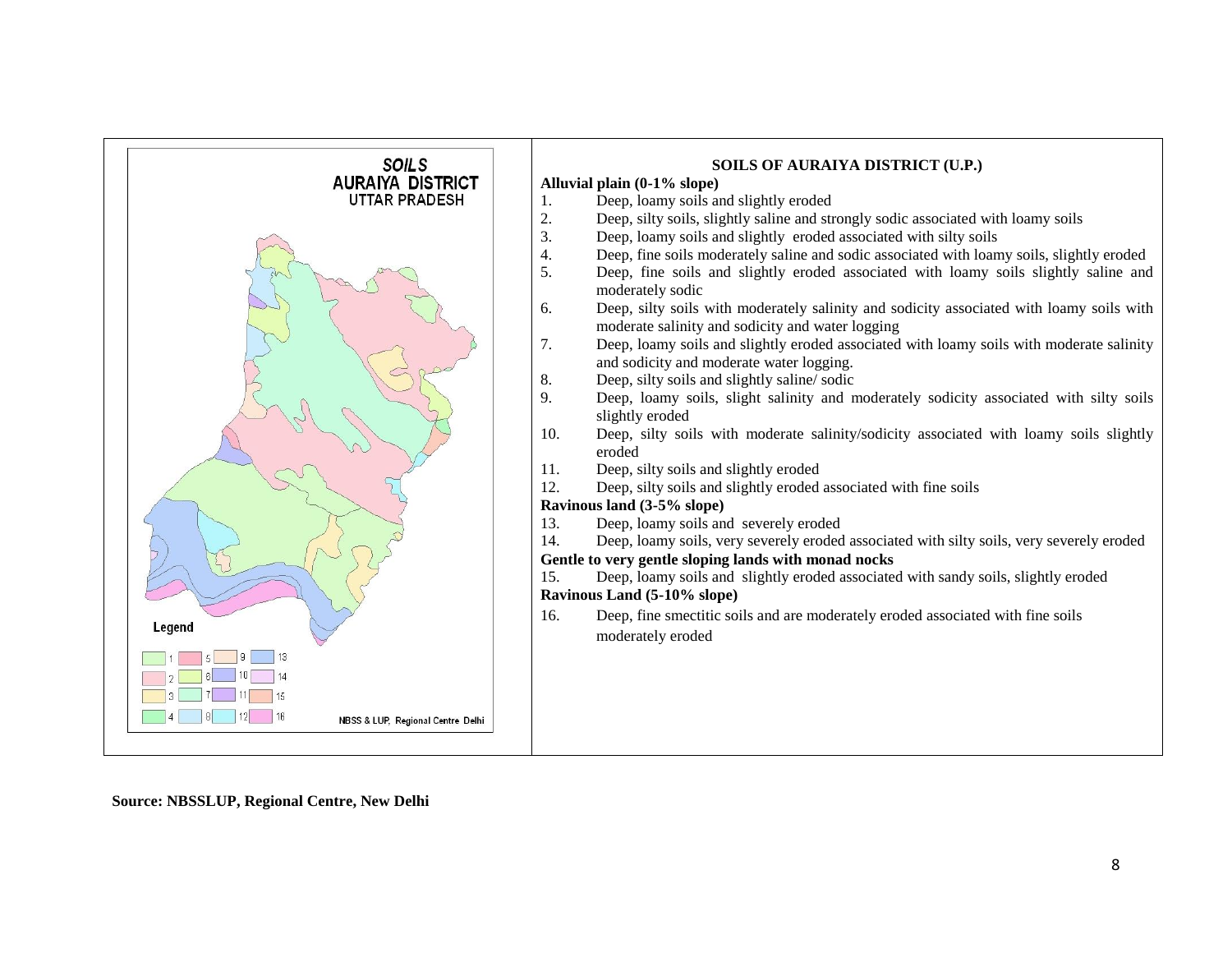SOILS
AURAIYA DISTRICT
UTTAR PRADESH

Legend

1, 2, 3, 4, 5, 6, 7, 8, 9, 10, 11, 12, 13, 14, 15, 16

NBSS & LUP, Regional Centre Delhi

## SOILS OF AURAIYA DISTRICT (U.P.)

**Alluvial plain (0-1% slope)**

1. Deep, loamy soils and slightly eroded
2. Deep, silty soils, slightly saline and strongly sodic associated with loamy soils
3. Deep, loamy soils and slightly eroded associated with silty soils
4. Deep, fine soils moderately saline and sodic associated with loamy soils, slightly eroded
5. Deep, fine soils and slightly eroded associated with loamy soils slightly saline and moderately sodic
6. Deep, silty soils with moderately salinity and sodicity associated with loamy soils with moderate salinity and sodicity and water logging
7. Deep, loamy soils and slightly eroded associated with loamy soils with moderate salinity and sodicity and moderate water logging.
8. Deep, silty soils and slightly saline/ sodic
9. Deep, loamy soils, slight salinity and moderately sodicity associated with silty soils slightly eroded
10. Deep, silty soils with moderate salinity/sodicity associated with loamy soils slightly eroded
11. Deep, silty soils and slightly eroded
12. Deep, silty soils and slightly eroded associated with fine soils

**Ravinous land (3-5% slope)**

13. Deep, loamy soils and severely eroded
14. Deep, loamy soils, very severely eroded associated with silty soils, very severely eroded

**Gentle to very gentle sloping lands with monad nocks**

15. Deep, loamy soils and slightly eroded associated with sandy soils, slightly eroded

**Ravinous Land (5-10% slope)**

16. Deep, fine smectitic soils and are moderately eroded associated with fine soils moderately eroded

**Source: NBSSLUP, Regional Centre, New Delhi**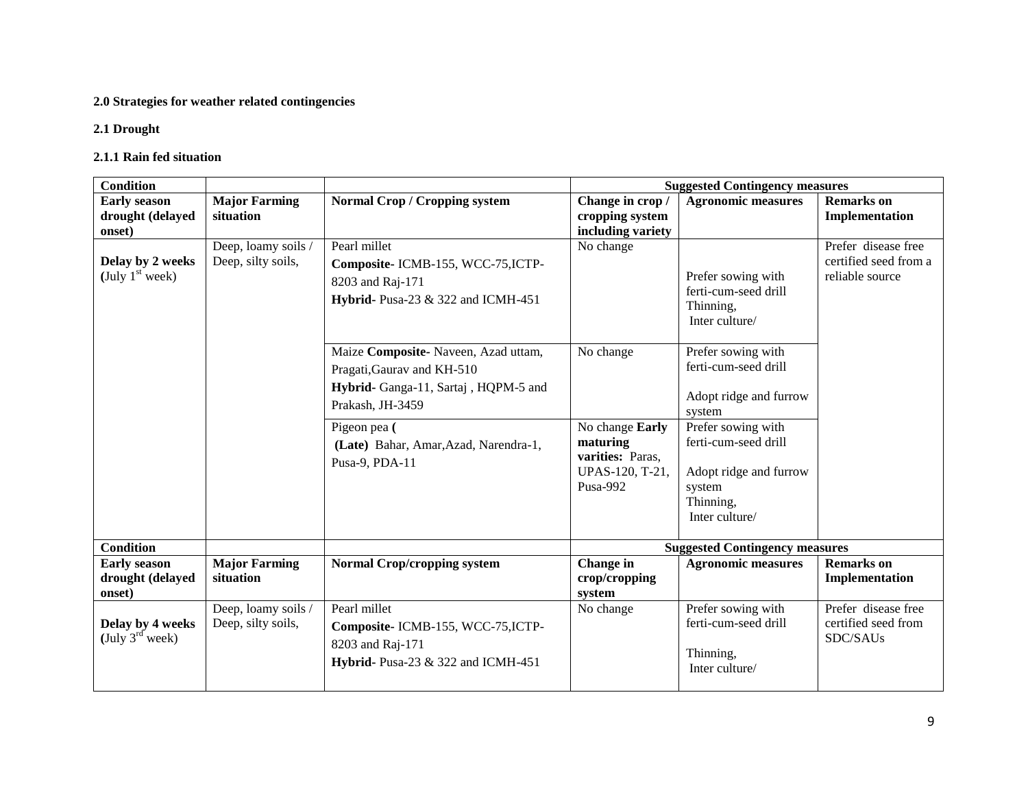**2.0 Strategies for weather related contingencies**

**2.1 Drought**

**2.1.1 Rain fed situation**

| Condition | | | Suggested Contingency measures | | |
|---|---|---|---|---|---|
| **Early season drought (delayed onset)** | **Major Farming situation** | **Normal Crop / Cropping system** | **Change in crop / cropping system including variety** | **Agronomic measures** | **Remarks on Implementation** |
| **Delay by 2 weeks (**July 1st week) | Deep, loamy soils / Deep, silty soils, | Pearl millet<br>**Composite-** ICMB-155, WCC-75,ICTP-8203 and Raj-171<br>**Hybrid-** Pusa-23 & 322 and ICMH-451 | No change | Prefer sowing with ferti-cum-seed drill<br>Thinning,<br>Inter culture/ | Prefer disease free certified seed from a reliable source |
| | | Maize **Composite-** Naveen, Azad uttam, Pragati,Gaurav and KH-510<br>**Hybrid-** Ganga-11, Sartaj , HQPM-5 and Prakash, JH-3459 | No change | Prefer sowing with ferti-cum-seed drill<br>Adopt ridge and furrow system | |
| | | Pigeon pea **(**<br>**(Late)** Bahar, Amar,Azad, Narendra-1, Pusa-9, PDA-11 | No change **Early maturing varities:** Paras, UPAS-120, T-21, Pusa-992 | Prefer sowing with ferti-cum-seed drill<br>Adopt ridge and furrow system<br>Thinning,<br>Inter culture/ | |

| Condition | | | Suggested Contingency measures | | |
|---|---|---|---|---|---|
| **Early season drought (delayed onset)** | **Major Farming situation** | **Normal Crop/cropping system** | **Change in crop/cropping system** | **Agronomic measures** | **Remarks on Implementation** |
| **Delay by 4 weeks (**July 3rd week) | Deep, loamy soils / Deep, silty soils, | Pearl millet<br>**Composite-** ICMB-155, WCC-75,ICTP-8203 and Raj-171<br>**Hybrid-** Pusa-23 & 322 and ICMH-451 | No change | Prefer sowing with ferti-cum-seed drill<br>Thinning,<br>Inter culture/ | Prefer disease free certified seed from SDC/SAUs |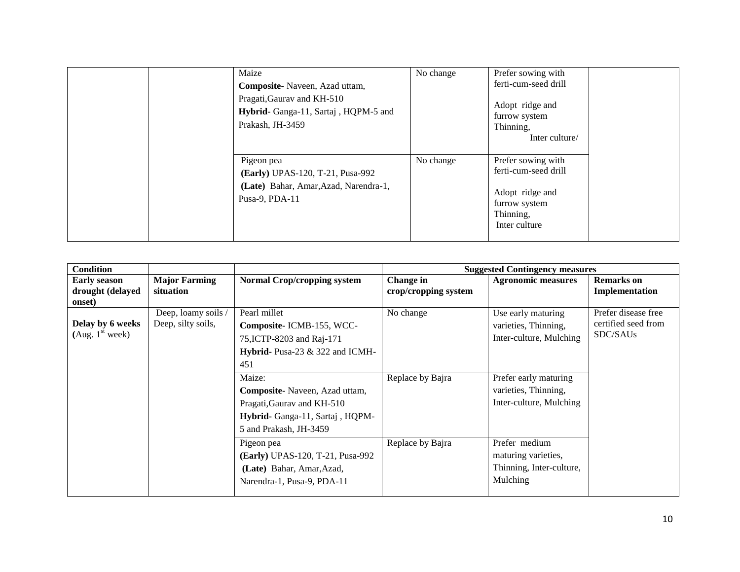| | | | | | |
|---|---|---|---|---|---|
| | | Maize<br>**Composite-** Naveen, Azad uttam, Pragati,Gaurav and KH-510<br>**Hybrid-** Ganga-11, Sartaj , HQPM-5 and Prakash, JH-3459 | No change | Prefer sowing with ferti-cum-seed drill<br><br>Adopt ridge and furrow system<br>Thinning,<br>Inter culture/ | |
| | | Pigeon pea<br>**(Early)** UPAS-120, T-21, Pusa-992<br>**(Late)** Bahar, Amar,Azad, Narendra-1, Pusa-9, PDA-11 | No change | Prefer sowing with ferti-cum-seed drill<br><br>Adopt ridge and furrow system<br>Thinning,<br>Inter culture | |

| **Condition** | | | **Suggested Contingency measures** | | |
|---|---|---|---|---|---|
| **Early season drought (delayed onset)** | **Major Farming situation** | **Normal Crop/cropping system** | **Change in crop/cropping system** | **Agronomic measures** | **Remarks on Implementation** |
| **Delay by 6 weeks (**Aug. 1st week) | Deep, loamy soils / Deep, silty soils, | Pearl millet<br>**Composite-** ICMB-155, WCC-75,ICTP-8203 and Raj-171<br>**Hybrid-** Pusa-23 & 322 and ICMH-451 | No change | Use early maturing varieties, Thinning, Inter-culture, Mulching | Prefer disease free certified seed from SDC/SAUs |
| | | Maize:<br>**Composite-** Naveen, Azad uttam, Pragati,Gaurav and KH-510<br>**Hybrid-** Ganga-11, Sartaj , HQPM-5 and Prakash, JH-3459 | Replace by Bajra | Prefer early maturing varieties, Thinning, Inter-culture, Mulching | |
| | | Pigeon pea<br>**(Early)** UPAS-120, T-21, Pusa-992<br>**(Late)** Bahar, Amar,Azad, Narendra-1, Pusa-9, PDA-11 | Replace by Bajra | Prefer medium maturing varieties, Thinning, Inter-culture, Mulching | |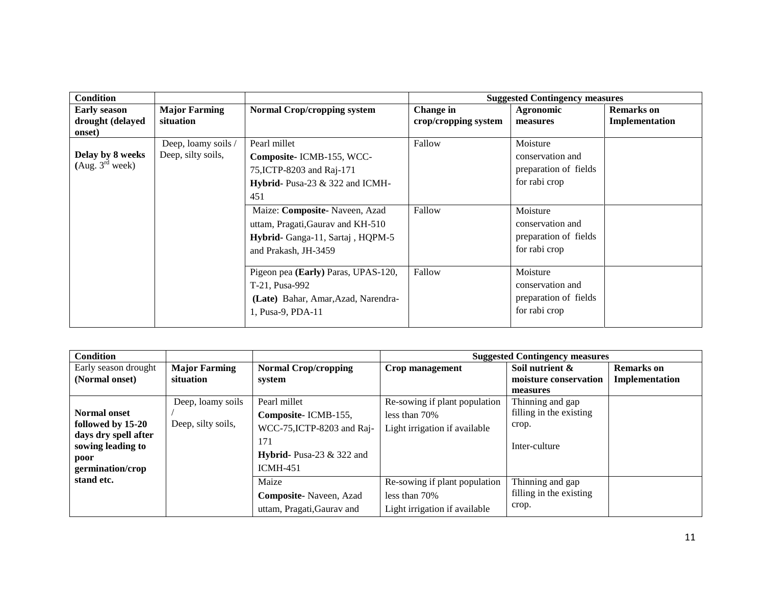| **Condition** | | | **Suggested Contingency measures** | | |
|---|---|---|---|---|---|
| **Early season drought (delayed onset)** | **Major Farming situation** | **Normal Crop/cropping system** | **Change in crop/cropping system** | **Agronomic measures** | **Remarks on Implementation** |
| **Delay by 8 weeks (Aug. 3rd week)** | Deep, loamy soils / Deep, silty soils, | Pearl millet **Composite-** ICMB-155, WCC-75,ICTP-8203 and Raj-171 **Hybrid-** Pusa-23 & 322 and ICMH-451 | Fallow | Moisture conservation and preparation of fields for rabi crop | |
| | | Maize: **Composite-** Naveen, Azad uttam, Pragati,Gaurav and KH-510 **Hybrid-** Ganga-11, Sartaj , HQPM-5 and Prakash, JH-3459 | Fallow | Moisture conservation and preparation of fields for rabi crop | |
| | | Pigeon pea **(Early)** Paras, UPAS-120, T-21, Pusa-992 **(Late)** Bahar, Amar,Azad, Narendra-1, Pusa-9, PDA-11 | Fallow | Moisture conservation and preparation of fields for rabi crop | |

| **Condition** | | | **Suggested Contingency measures** | | |
|---|---|---|---|---|---|
| Early season drought **(Normal onset)** | **Major Farming situation** | **Normal Crop/cropping system** | **Crop management** | **Soil nutrient & moisture conservation measures** | **Remarks on Implementation** |
| **Normal onset followed by 15-20 days dry spell after sowing leading to poor germination/crop stand etc.** | Deep, loamy soils / Deep, silty soils, | Pearl millet **Composite-** ICMB-155, WCC-75,ICTP-8203 and Raj-171 **Hybrid-** Pusa-23 & 322 and ICMH-451 | Re-sowing if plant population less than 70% Light irrigation if available | Thinning and gap filling in the existing crop. Inter-culture | |
| | | Maize **Composite-** Naveen, Azad uttam, Pragati,Gaurav and | Re-sowing if plant population less than 70% Light irrigation if available | Thinning and gap filling in the existing crop. | |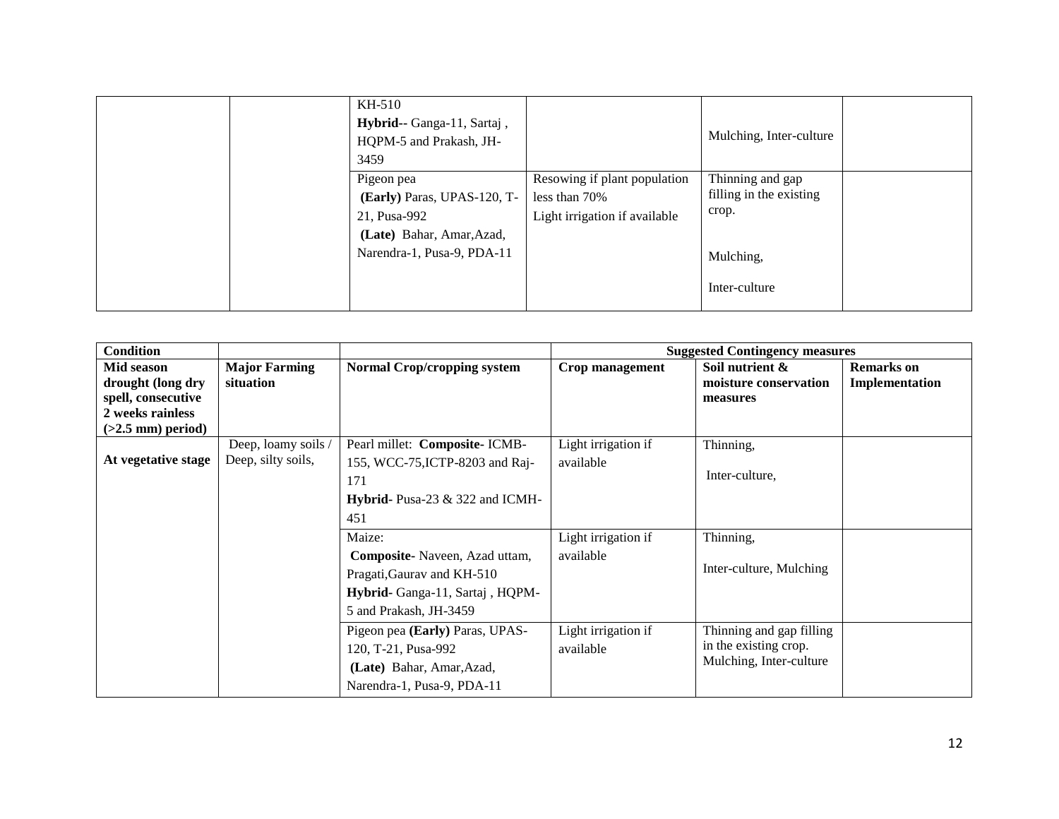| | | KH-510<br>**Hybrid**-- Ganga-11, Sartaj , HQPM-5 and Prakash, JH-3459 | | Mulching, Inter-culture | |
|---|---|---|---|---|---|
| | | Pigeon pea<br>**(Early)** Paras, UPAS-120, T-21, Pusa-992<br>**(Late)** Bahar, Amar,Azad, Narendra-1, Pusa-9, PDA-11 | Resowing if plant population less than 70%<br>Light irrigation if available | Thinning and gap filling in the existing crop.<br>Mulching,<br>Inter-culture | |

| **Condition** | | | **Suggested Contingency measures** | | |
|---|---|---|---|---|---|
| **Mid season drought (long dry spell, consecutive 2 weeks rainless (>2.5 mm) period)** | **Major Farming situation** | **Normal Crop/cropping system** | **Crop management** | **Soil nutrient & moisture conservation measures** | **Remarks on Implementation** |
| **At vegetative stage** | Deep, loamy soils / Deep, silty soils, | Pearl millet: **Composite**- ICMB-155, WCC-75,ICTP-8203 and Raj-171<br>**Hybrid**- Pusa-23 & 322 and ICMH-451 | Light irrigation if available | Thinning,<br>Inter-culture, | |
| | | Maize:<br>**Composite**- Naveen, Azad uttam, Pragati,Gaurav and KH-510<br>**Hybrid**- Ganga-11, Sartaj , HQPM-5 and Prakash, JH-3459 | Light irrigation if available | Thinning,<br>Inter-culture, Mulching | |
| | | Pigeon pea **(Early)** Paras, UPAS-120, T-21, Pusa-992<br>**(Late)** Bahar, Amar,Azad, Narendra-1, Pusa-9, PDA-11 | Light irrigation if available | Thinning and gap filling in the existing crop. Mulching, Inter-culture | |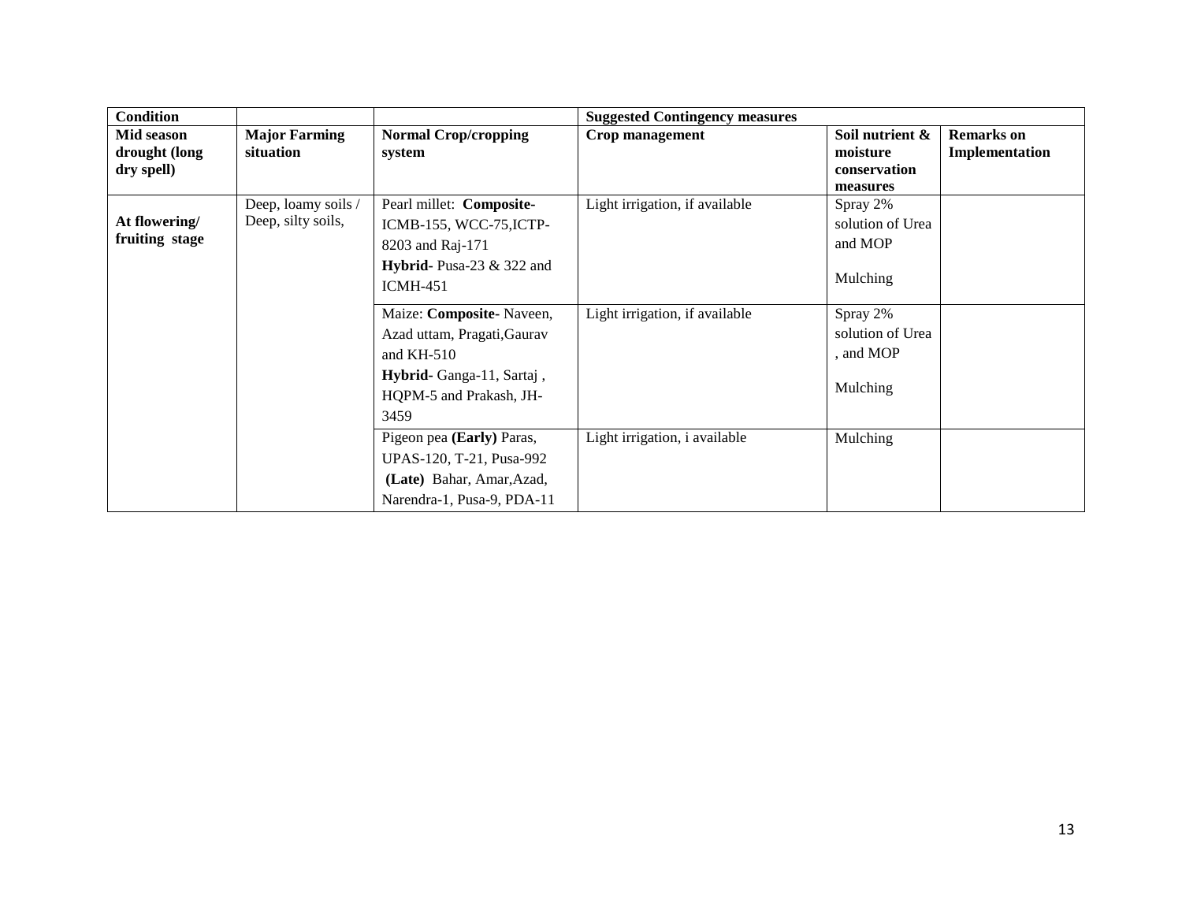| **Condition** | | | **Suggested Contingency measures** | | |
|---|---|---|---|---|---|
| **Mid season drought (long dry spell)** | **Major Farming situation** | **Normal Crop/cropping system** | **Crop management** | **Soil nutrient & moisture conservation measures** | **Remarks on Implementation** |
| **At flowering/ fruiting stage** | Deep, loamy soils / Deep, silty soils, | Pearl millet: **Composite-** ICMB-155, WCC-75,ICTP-8203 and Raj-171<br>**Hybrid-** Pusa-23 & 322 and ICMH-451 | Light irrigation, if available | Spray 2% solution of Urea and MOP<br><br>Mulching | |
| | | Maize: **Composite-** Naveen, Azad uttam, Pragati,Gaurav and KH-510<br>**Hybrid-** Ganga-11, Sartaj , HQPM-5 and Prakash, JH-3459 | Light irrigation, if available | Spray 2% solution of Urea , and MOP<br><br>Mulching | |
| | | Pigeon pea **(Early)** Paras, UPAS-120, T-21, Pusa-992<br>**(Late)** Bahar, Amar,Azad, Narendra-1, Pusa-9, PDA-11 | Light irrigation, i available | Mulching | |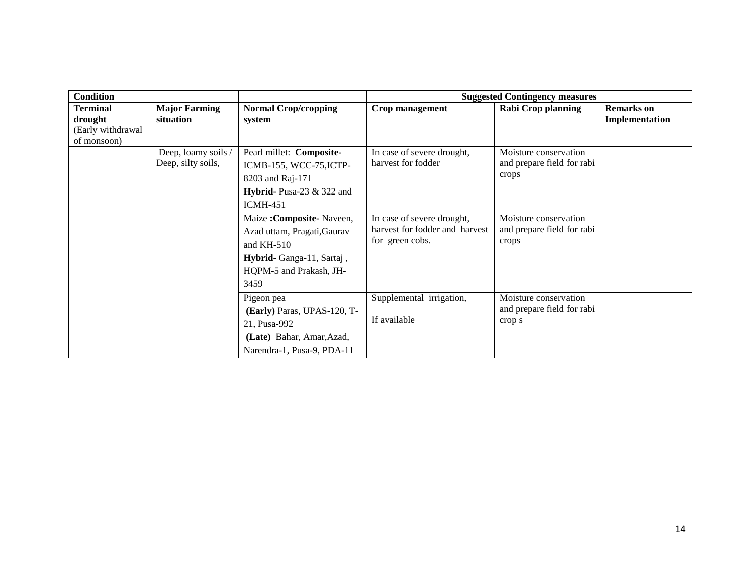| Condition | | | Suggested Contingency measures | | |
|---|---|---|---|---|---|
| **Terminal drought** (Early withdrawal of monsoon) | **Major Farming situation** | **Normal Crop/cropping system** | **Crop management** | **Rabi Crop planning** | **Remarks on Implementation** |
| | Deep, loamy soils / Deep, silty soils, | Pearl millet: **Composite-** ICMB-155, WCC-75,ICTP-8203 and Raj-171 **Hybrid-** Pusa-23 & 322 and ICMH-451 | In case of severe drought, harvest for fodder | Moisture conservation and prepare field for rabi crops | |
| | | Maize **:Composite-** Naveen, Azad uttam, Pragati,Gaurav and KH-510 **Hybrid-** Ganga-11, Sartaj , HQPM-5 and Prakash, JH-3459 | In case of severe drought, harvest for fodder and harvest for green cobs. | Moisture conservation and prepare field for rabi crops | |
| | | Pigeon pea **(Early)** Paras, UPAS-120, T-21, Pusa-992 **(Late)** Bahar, Amar,Azad, Narendra-1, Pusa-9, PDA-11 | Supplemental irrigation, If available | Moisture conservation and prepare field for rabi crop s | |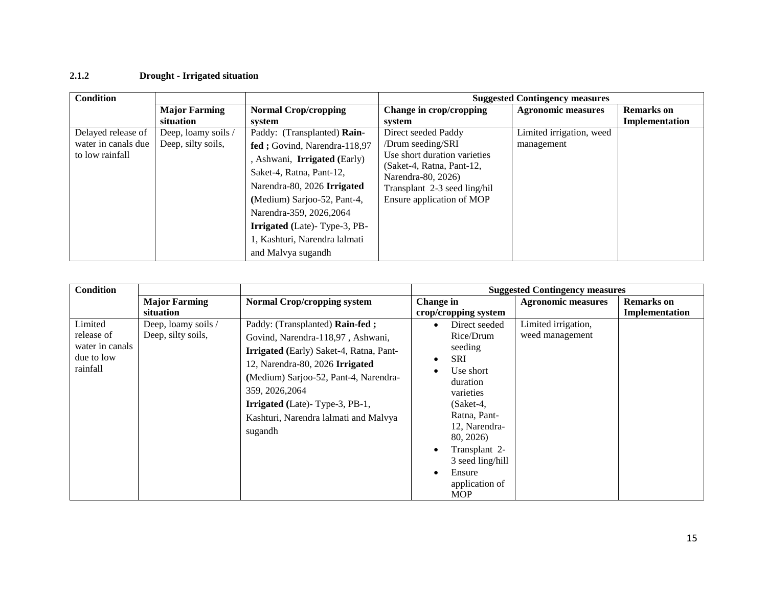### 2.1.2 Drought - Irrigated situation

| Condition | | | Suggested Contingency measures | | |
|---|---|---|---|---|---|
| | **Major Farming situation** | **Normal Crop/cropping system** | **Change in crop/cropping system** | **Agronomic measures** | **Remarks on Implementation** |
| Delayed release of water in canals due to low rainfall | Deep, loamy soils / Deep, silty soils, | Paddy: (Transplanted) **Rain-fed ;** Govind, Narendra-118,97 , Ashwani, **Irrigated (**Early) Saket-4, Ratna, Pant-12, Narendra-80, 2026 **Irrigated (**Medium) Sarjoo-52, Pant-4, Narendra-359, 2026,2064 **Irrigated (**Late)- Type-3, PB-1, Kashturi, Narendra lalmati and Malvya sugandh | Direct seeded Paddy /Drum seeding/SRI<br>Use short duration varieties (Saket-4, Ratna, Pant-12, Narendra-80, 2026)<br>Transplant 2-3 seed ling/hil<br>Ensure application of MOP | Limited irrigation, weed management | |

| Condition | | | Suggested Contingency measures | | |
|---|---|---|---|---|---|
| | **Major Farming situation** | **Normal Crop/cropping system** | **Change in crop/cropping system** | **Agronomic measures** | **Remarks on Implementation** |
| Limited release of water in canals due to low rainfall | Deep, loamy soils / Deep, silty soils, | Paddy: (Transplanted) **Rain-fed ;** Govind, Narendra-118,97 , Ashwani, **Irrigated (**Early) Saket-4, Ratna, Pant-12, Narendra-80, 2026 **Irrigated (**Medium) Sarjoo-52, Pant-4, Narendra-359, 2026,2064 **Irrigated (**Late)- Type-3, PB-1, Kashturi, Narendra lalmati and Malvya sugandh | • Direct seeded Rice/Drum seeding<br>• SRI<br>• Use short duration varieties (Saket-4, Ratna, Pant-12, Narendra-80, 2026)<br>• Transplant 2-3 seed ling/hill<br>• Ensure application of MOP | Limited irrigation, weed management | |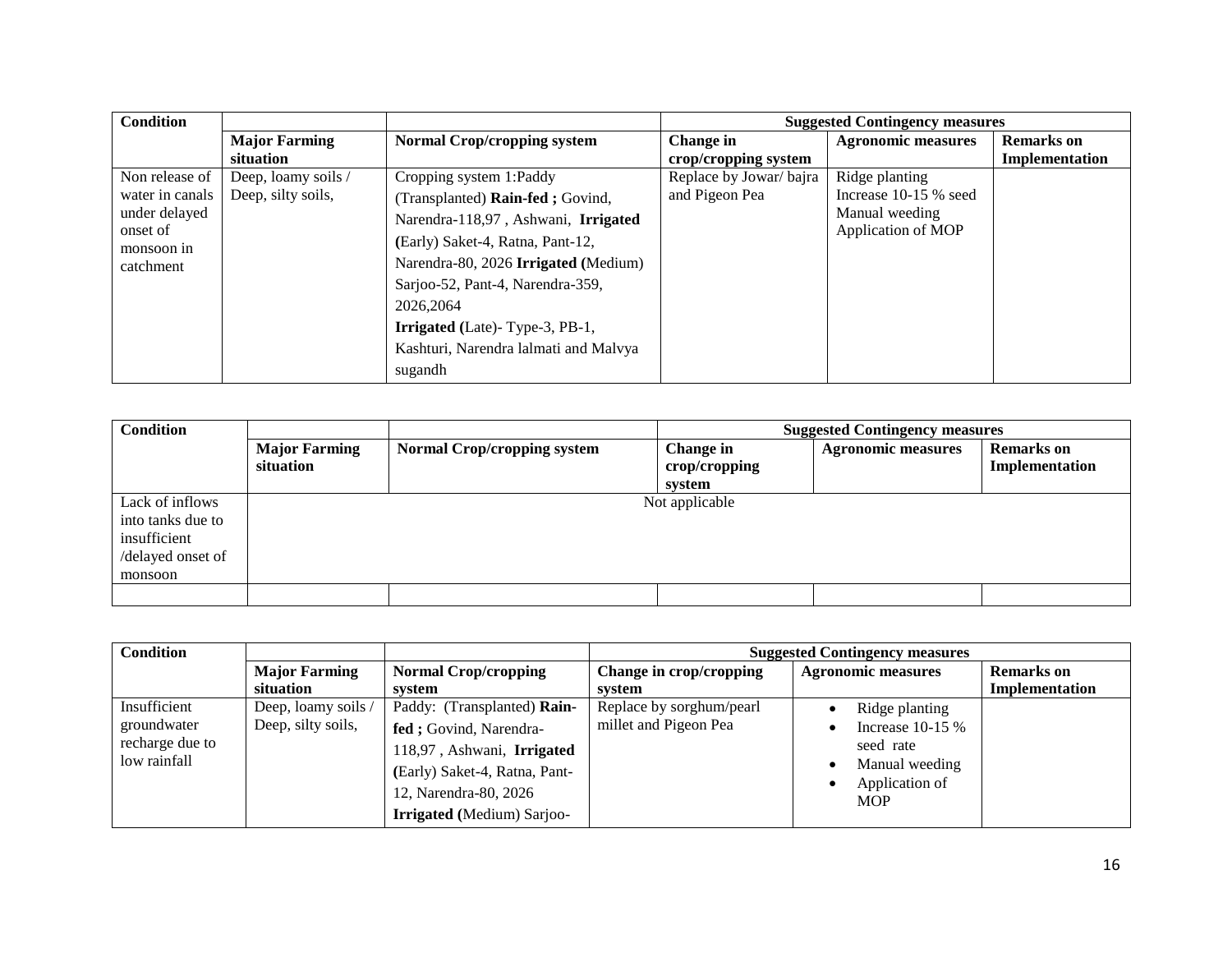| Condition | | | Suggested Contingency measures | | |
|---|---|---|---|---|---|
| | Major Farming situation | Normal Crop/cropping system | Change in crop/cropping system | Agronomic measures | Remarks on Implementation |
| Non release of water in canals under delayed onset of monsoon in catchment | Deep, loamy soils / Deep, silty soils, | Cropping system 1:Paddy (Transplanted) **Rain-fed ;** Govind, Narendra-118,97 , Ashwani, **Irrigated (**Early) Saket-4, Ratna, Pant-12, Narendra-80, 2026 **Irrigated (**Medium) Sarjoo-52, Pant-4, Narendra-359, 2026,2064 **Irrigated (**Late)- Type-3, PB-1, Kashturi, Narendra lalmati and Malvya sugandh | Replace by Jowar/ bajra and Pigeon Pea | Ridge planting Increase 10-15 % seed Manual weeding Application of MOP | |

| Condition | | | Suggested Contingency measures | | |
|---|---|---|---|---|---|
| | Major Farming situation | Normal Crop/cropping system | Change in crop/cropping system | Agronomic measures | Remarks on Implementation |
| Lack of inflows into tanks due to insufficient /delayed onset of monsoon | Not applicable | | | | |
| | | | | | |

| Condition | | | Suggested Contingency measures | | |
|---|---|---|---|---|---|
| | Major Farming situation | Normal Crop/cropping system | Change in crop/cropping system | Agronomic measures | Remarks on Implementation |
| Insufficient groundwater recharge due to low rainfall | Deep, loamy soils / Deep, silty soils, | Paddy: (Transplanted) **Rain-fed ;** Govind, Narendra-118,97 , Ashwani, **Irrigated (**Early) Saket-4, Ratna, Pant-12, Narendra-80, 2026 **Irrigated (**Medium) Sarjoo- | Replace by sorghum/pearl millet and Pigeon Pea | • Ridge planting<br>• Increase 10-15 % seed rate<br>• Manual weeding<br>• Application of MOP | |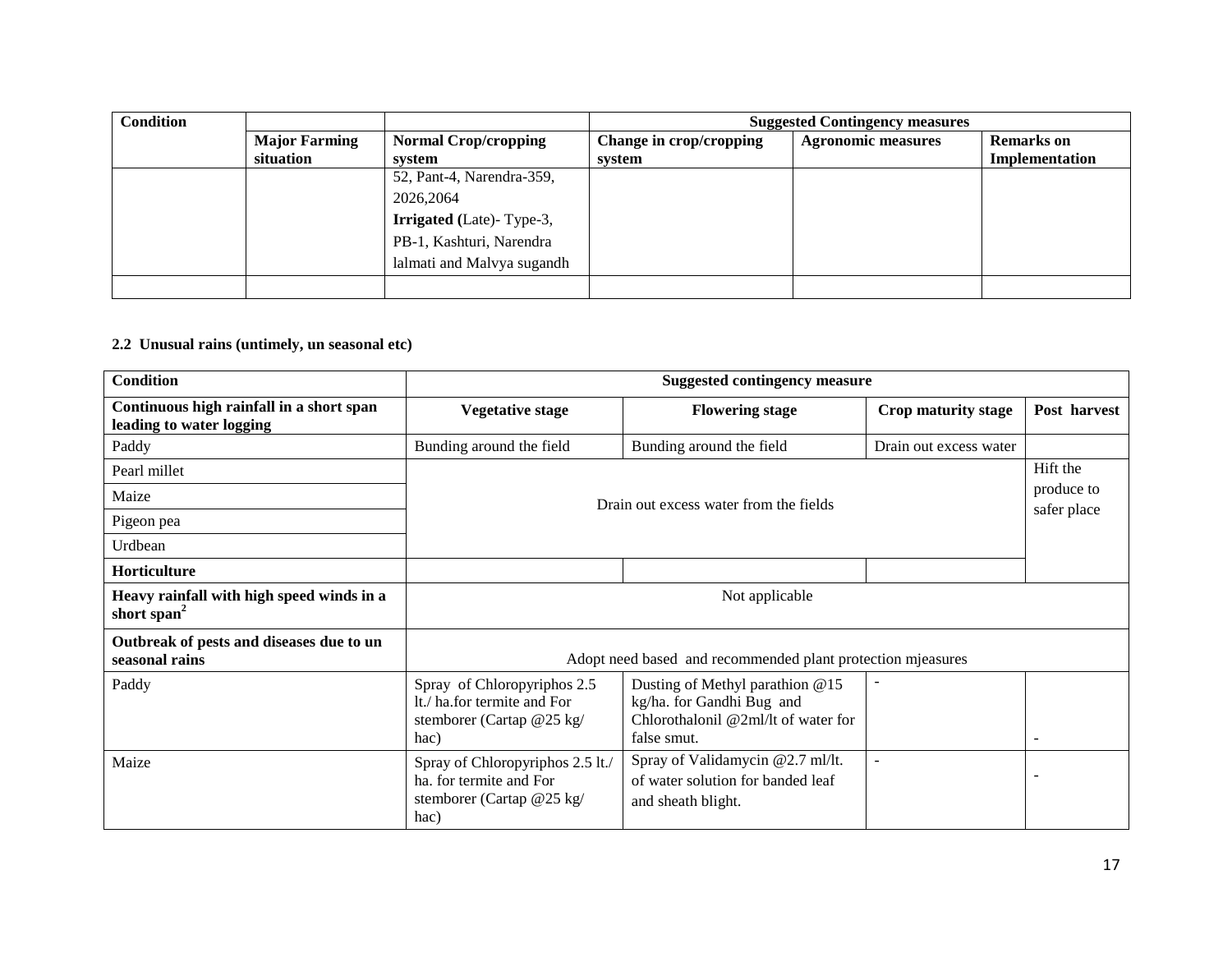| Condition | | | Suggested Contingency measures | | |
|---|---|---|---|---|---|
| | Major Farming situation | Normal Crop/cropping system | Change in crop/cropping system | Agronomic measures | Remarks on Implementation |
| | | 52, Pant-4, Narendra-359, 2026,2064 **Irrigated (**Late)- Type-3, PB-1, Kashturi, Narendra lalmati and Malvya sugandh | | | |
| | | | | | |

**2.2 Unusual rains (untimely, un seasonal etc)**

| Condition | Suggested contingency measure | | | |
|---|---|---|---|---|
| **Continuous high rainfall in a short span leading to water logging** | **Vegetative stage** | **Flowering stage** | **Crop maturity stage** | **Post harvest** |
| Paddy | Bunding around the field | Bunding around the field | Drain out excess water | |
| Pearl millet | Drain out excess water from the fields | | | Hift the produce to safer place |
| Maize | | | | |
| Pigeon pea | | | | |
| Urdbean | | | | |
| **Horticulture** | | | | |
| **Heavy rainfall with high speed winds in a short span[2]** | Not applicable | | | |
| **Outbreak of pests and diseases due to un seasonal rains** | Adopt need based and recommended plant protection mjeasures | | | |
| Paddy | Spray of Chloropyriphos 2.5 lt./ ha.for termite and For stemborer (Cartap @25 kg/ hac) | Dusting of Methyl parathion @15 kg/ha. for Gandhi Bug and Chlorothalonil @2ml/lt of water for false smut. | - | - |
| Maize | Spray of Chloropyriphos 2.5 lt./ ha. for termite and For stemborer (Cartap @25 kg/ hac) | Spray of Validamycin @2.7 ml/lt. of water solution for banded leaf and sheath blight. | - | - |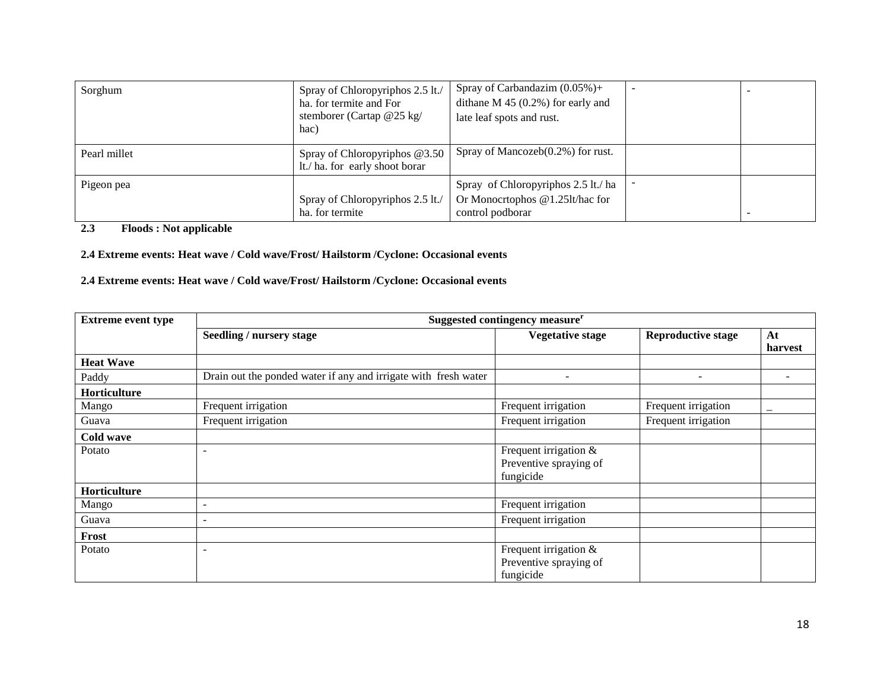| Sorghum | Spray of Chloropyriphos 2.5 lt./ ha. for termite and For stemborer (Cartap @25 kg/ hac) | Spray of Carbandazim (0.05%)+ dithane M 45 (0.2%) for early and late leaf spots and rust. | - | - |
|---|---|---|---|---|
| Pearl millet | Spray of Chloropyriphos @3.50 lt./ ha. for early shoot borar | Spray of Mancozeb(0.2%) for rust. | | |
| Pigeon pea | Spray of Chloropyriphos 2.5 lt./ ha. for termite | Spray of Chloropyriphos 2.5 lt./ ha Or Monocrtophos @1.25lt/hac for control podborar | - | - |

**2.3 Floods : Not applicable**

**2.4 Extreme events: Heat wave / Cold wave/Frost/ Hailstorm /Cyclone: Occasional events**

**2.4 Extreme events: Heat wave / Cold wave/Frost/ Hailstorm /Cyclone: Occasional events**

| Extreme event type | Suggested contingency measure[r] | | | |
|---|---|---|---|---|
| | **Seedling / nursery stage** | **Vegetative stage** | **Reproductive stage** | **At harvest** |
| **Heat Wave** | | | | |
| Paddy | Drain out the ponded water if any and irrigate with fresh water | - | - | - |
| **Horticulture** | | | | |
| Mango | Frequent irrigation | Frequent irrigation | Frequent irrigation | _ |
| Guava | Frequent irrigation | Frequent irrigation | Frequent irrigation | |
| **Cold wave** | | | | |
| Potato | - | Frequent irrigation & Preventive spraying of fungicide | | |
| **Horticulture** | | | | |
| Mango | - | Frequent irrigation | | |
| Guava | - | Frequent irrigation | | |
| **Frost** | | | | |
| Potato | - | Frequent irrigation & Preventive spraying of fungicide | | |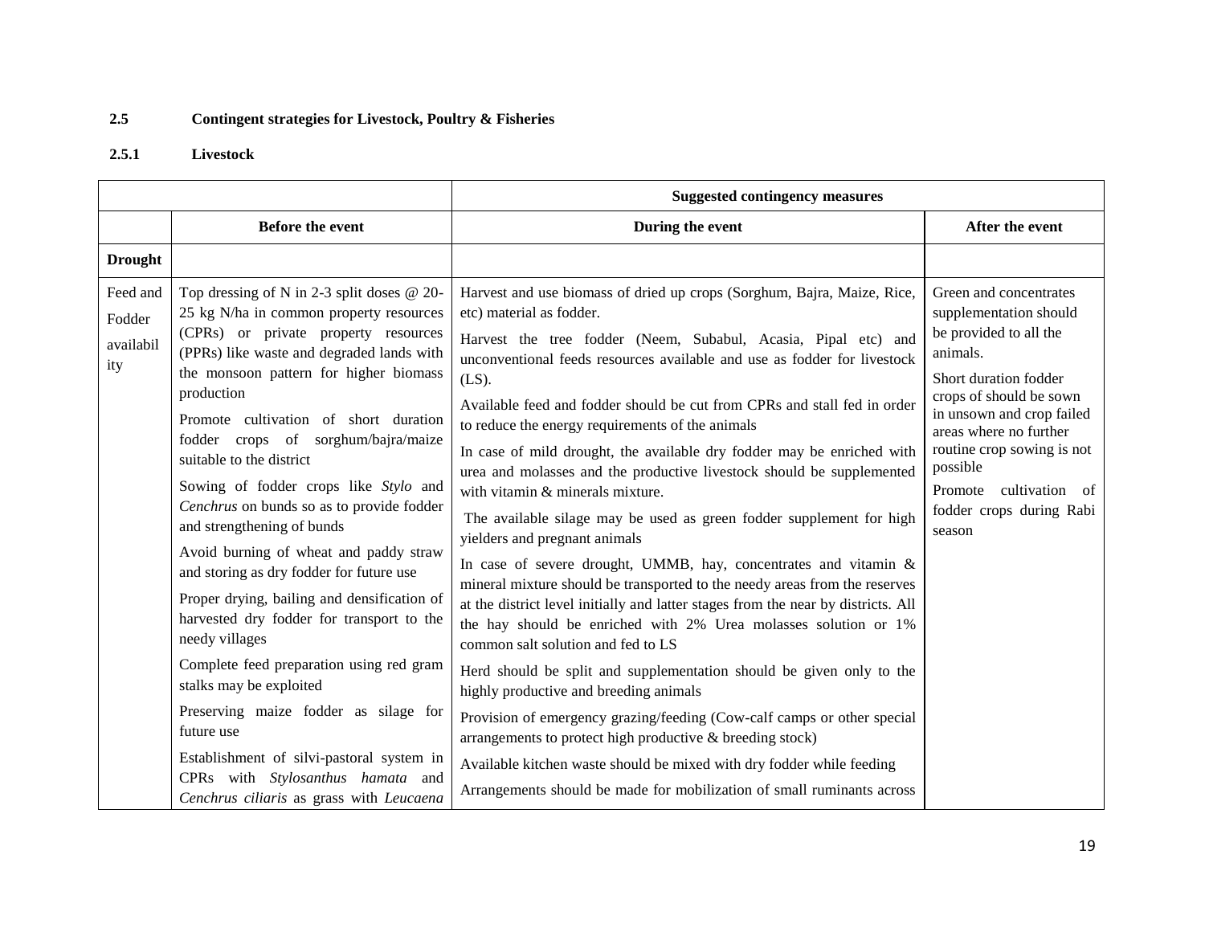**2.5 Contingent strategies for Livestock, Poultry & Fisheries**

**2.5.1 Livestock**

| | Suggested contingency measures | | |
|---|---|---|---|
| | **Before the event** | **During the event** | **After the event** |
| **Drought** | | | |
| Feed and Fodder availability | Top dressing of N in 2-3 split doses @ 20-25 kg N/ha in common property resources (CPRs) or private property resources (PPRs) like waste and degraded lands with the monsoon pattern for higher biomass production<br><br>Promote cultivation of short duration fodder crops of sorghum/bajra/maize suitable to the district<br><br>Sowing of fodder crops like *Stylo* and *Cenchrus* on bunds so as to provide fodder and strengthening of bunds<br><br>Avoid burning of wheat and paddy straw and storing as dry fodder for future use<br><br>Proper drying, bailing and densification of harvested dry fodder for transport to the needy villages<br><br>Complete feed preparation using red gram stalks may be exploited<br><br>Preserving maize fodder as silage for future use<br><br>Establishment of silvi-pastoral system in CPRs with *Stylosanthus hamata* and *Cenchrus ciliaris* as grass with *Leucaena* | Harvest and use biomass of dried up crops (Sorghum, Bajra, Maize, Rice, etc) material as fodder.<br><br>Harvest the tree fodder (Neem, Subabul, Acasia, Pipal etc) and unconventional feeds resources available and use as fodder for livestock (LS).<br><br>Available feed and fodder should be cut from CPRs and stall fed in order to reduce the energy requirements of the animals<br><br>In case of mild drought, the available dry fodder may be enriched with urea and molasses and the productive livestock should be supplemented with vitamin & minerals mixture.<br><br>The available silage may be used as green fodder supplement for high yielders and pregnant animals<br><br>In case of severe drought, UMMB, hay, concentrates and vitamin & mineral mixture should be transported to the needy areas from the reserves at the district level initially and latter stages from the near by districts. All the hay should be enriched with 2% Urea molasses solution or 1% common salt solution and fed to LS<br><br>Herd should be split and supplementation should be given only to the highly productive and breeding animals<br><br>Provision of emergency grazing/feeding (Cow-calf camps or other special arrangements to protect high productive & breeding stock)<br><br>Available kitchen waste should be mixed with dry fodder while feeding<br><br>Arrangements should be made for mobilization of small ruminants across | Green and concentrates supplementation should be provided to all the animals.<br><br>Short duration fodder crops of should be sown in unsown and crop failed areas where no further routine crop sowing is not possible<br><br>Promote cultivation of fodder crops during Rabi season |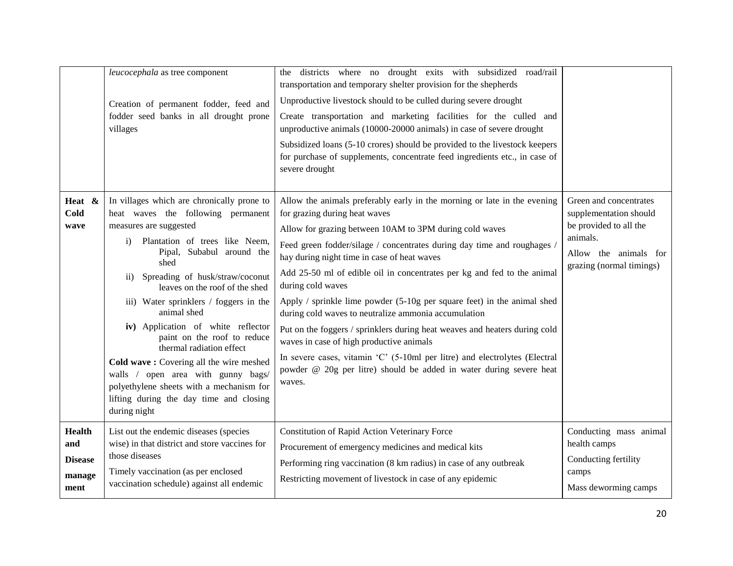|  |  |  |  |
|---|---|---|---|
|  | *leucocephala* as tree component<br><br>Creation of permanent fodder, feed and fodder seed banks in all drought prone villages | the districts where no drought exits with subsidized road/rail transportation and temporary shelter provision for the shepherds<br><br>Unproductive livestock should to be culled during severe drought<br><br>Create transportation and marketing facilities for the culled and unproductive animals (10000-20000 animals) in case of severe drought<br><br>Subsidized loans (5-10 crores) should be provided to the livestock keepers for purchase of supplements, concentrate feed ingredients etc., in case of severe drought |  |
| **Heat & Cold wave** | In villages which are chronically prone to heat waves the following permanent measures are suggested<br>i) Plantation of trees like Neem, Pipal, Subabul around the shed<br>ii) Spreading of husk/straw/coconut leaves on the roof of the shed<br>iii) Water sprinklers / foggers in the animal shed<br>**iv)** Application of white reflector paint on the roof to reduce thermal radiation effect<br>**Cold wave :** Covering all the wire meshed walls / open area with gunny bags/ polyethylene sheets with a mechanism for lifting during the day time and closing during night | Allow the animals preferably early in the morning or late in the evening for grazing during heat waves<br><br>Allow for grazing between 10AM to 3PM during cold waves<br><br>Feed green fodder/silage / concentrates during day time and roughages / hay during night time in case of heat waves<br><br>Add 25-50 ml of edible oil in concentrates per kg and fed to the animal during cold waves<br><br>Apply / sprinkle lime powder (5-10g per square feet) in the animal shed during cold waves to neutralize ammonia accumulation<br><br>Put on the foggers / sprinklers during heat weaves and heaters during cold waves in case of high productive animals<br><br>In severe cases, vitamin 'C' (5-10ml per litre) and electrolytes (Electral powder @ 20g per litre) should be added in water during severe heat waves. | Green and concentrates supplementation should be provided to all the animals.<br><br>Allow the animals for grazing (normal timings) |
| **Health and Disease manage ment** | List out the endemic diseases (species wise) in that district and store vaccines for those diseases<br><br>Timely vaccination (as per enclosed vaccination schedule) against all endemic | Constitution of Rapid Action Veterinary Force<br><br>Procurement of emergency medicines and medical kits<br><br>Performing ring vaccination (8 km radius) in case of any outbreak<br><br>Restricting movement of livestock in case of any epidemic | Conducting mass animal health camps<br><br>Conducting fertility camps<br><br>Mass deworming camps |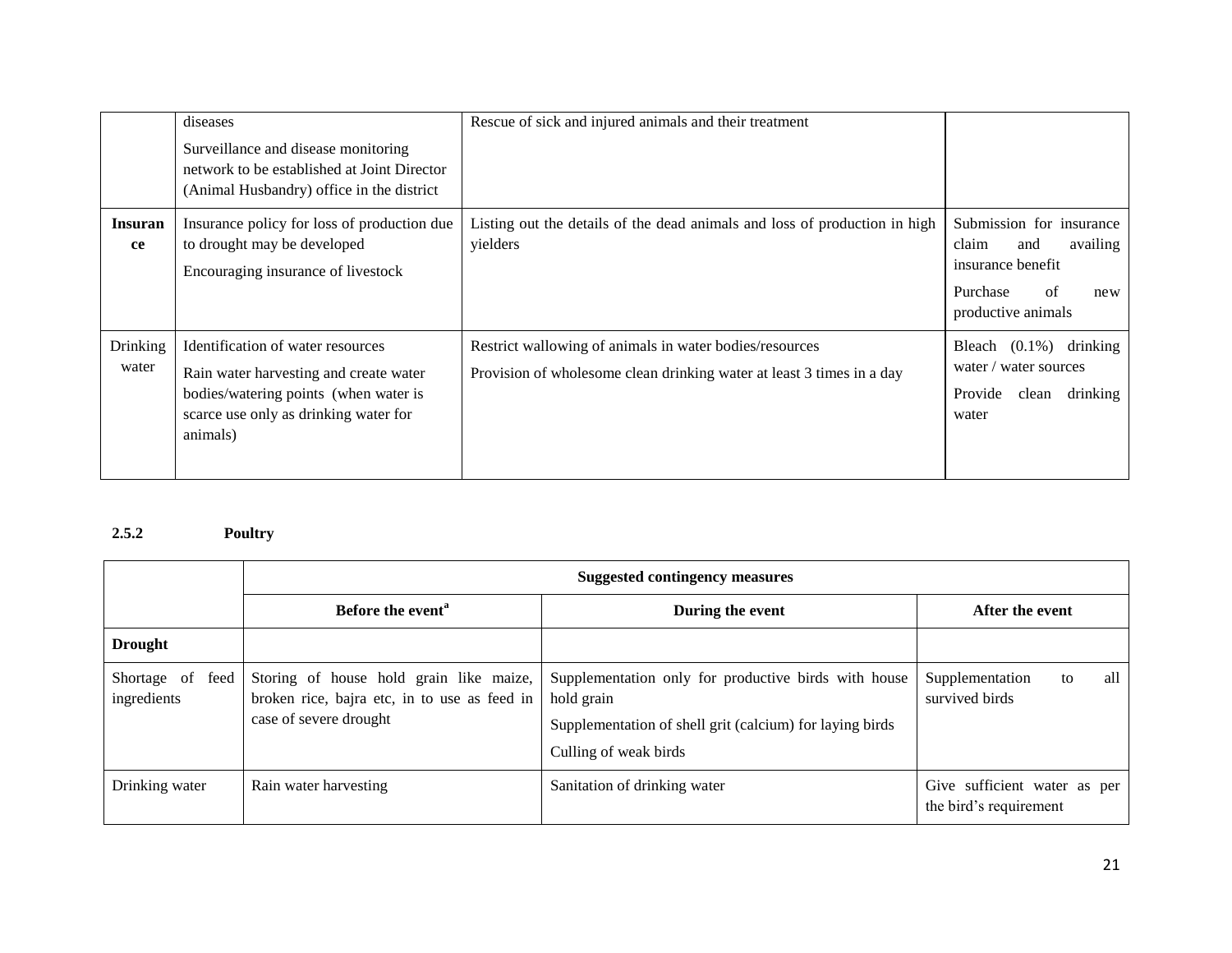| | | | |
|---|---|---|---|
| | diseases<br>Surveillance and disease monitoring network to be established at Joint Director (Animal Husbandry) office in the district | Rescue of sick and injured animals and their treatment | |
| **Insurance** | Insurance policy for loss of production due to drought may be developed<br>Encouraging insurance of livestock | Listing out the details of the dead animals and loss of production in high yielders | Submission for insurance claim and availing insurance benefit<br>Purchase of new productive animals |
| Drinking water | Identification of water resources<br>Rain water harvesting and create water bodies/watering points (when water is scarce use only as drinking water for animals) | Restrict wallowing of animals in water bodies/resources<br>Provision of wholesome clean drinking water at least 3 times in a day | Bleach (0.1%) drinking water / water sources<br>Provide clean drinking water |

### 2.5.2 Poultry

| | Suggested contingency measures | | |
|---|---|---|---|
| | **Before the event[a]** | **During the event** | **After the event** |
| **Drought** | | | |
| Shortage of feed ingredients | Storing of house hold grain like maize, broken rice, bajra etc, in to use as feed in case of severe drought | Supplementation only for productive birds with house hold grain<br>Supplementation of shell grit (calcium) for laying birds<br>Culling of weak birds | Supplementation to all survived birds |
| Drinking water | Rain water harvesting | Sanitation of drinking water | Give sufficient water as per the bird's requirement |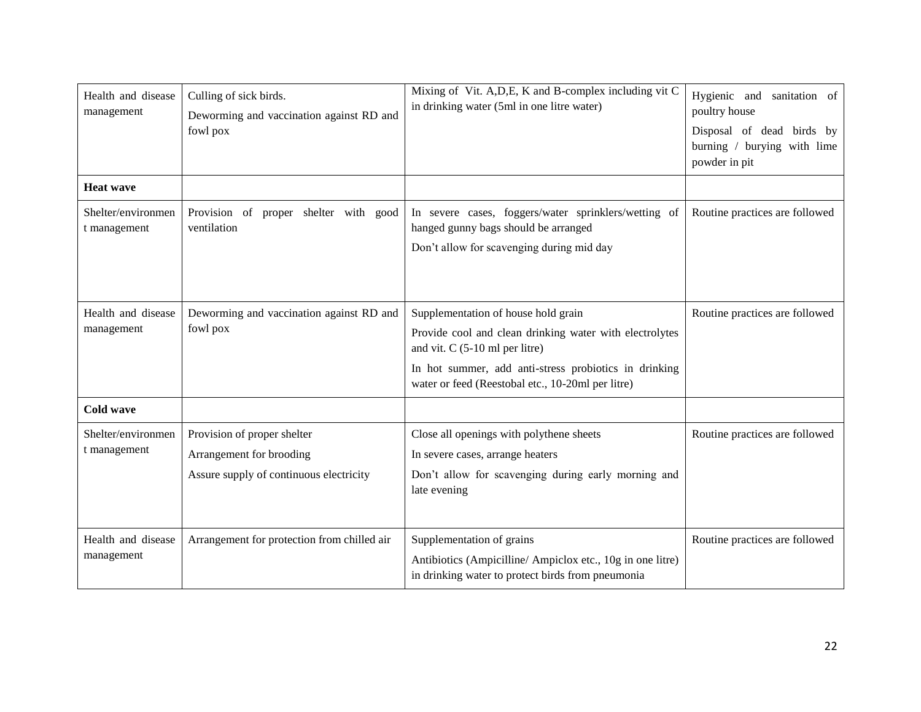| | | | |
|---|---|---|---|
| Health and disease management | Culling of sick birds.<br>Deworming and vaccination against RD and fowl pox | Mixing of Vit. A,D,E, K and B-complex including vit C in drinking water (5ml in one litre water) | Hygienic and sanitation of poultry house<br>Disposal of dead birds by burning / burying with lime powder in pit |
| **Heat wave** | | | |
| Shelter/environment management | Provision of proper shelter with good ventilation | In severe cases, foggers/water sprinklers/wetting of hanged gunny bags should be arranged<br>Don't allow for scavenging during mid day | Routine practices are followed |
| Health and disease management | Deworming and vaccination against RD and fowl pox | Supplementation of house hold grain<br>Provide cool and clean drinking water with electrolytes and vit. C (5-10 ml per litre)<br>In hot summer, add anti-stress probiotics in drinking water or feed (Reestobal etc., 10-20ml per litre) | Routine practices are followed |
| **Cold wave** | | | |
| Shelter/environment management | Provision of proper shelter<br>Arrangement for brooding<br>Assure supply of continuous electricity | Close all openings with polythene sheets<br>In severe cases, arrange heaters<br>Don't allow for scavenging during early morning and late evening | Routine practices are followed |
| Health and disease management | Arrangement for protection from chilled air | Supplementation of grains<br>Antibiotics (Ampicilline/ Ampiclox etc., 10g in one litre) in drinking water to protect birds from pneumonia | Routine practices are followed |